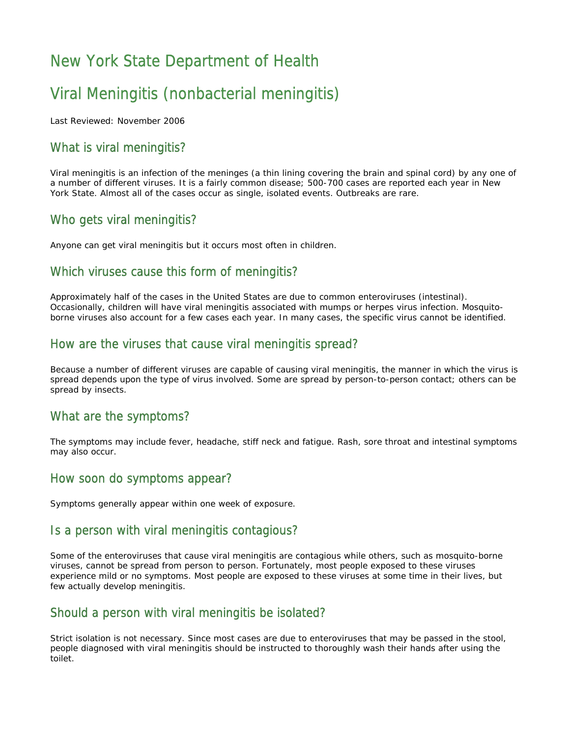# New York State Department of Health

# Viral Meningitis (nonbacterial meningitis)

Last Reviewed: November 2006

## What is viral meningitis?

Viral meningitis is an infection of the meninges (a thin lining covering the brain and spinal cord) by any one of a number of different viruses. It is a fairly common disease; 500-700 cases are reported each year in New York State. Almost all of the cases occur as single, isolated events. Outbreaks are rare.

## Who gets viral meningitis?

Anyone can get viral meningitis but it occurs most often in children.

## Which viruses cause this form of meningitis?

Approximately half of the cases in the United States are due to common enteroviruses (intestinal). Occasionally, children will have viral meningitis associated with mumps or herpes virus infection. Mosquito-borne viruses also account for a few cases each year. In many cases, the specific virus cannot be identified.

## How are the viruses that cause viral meningitis spread?

Because a number of different viruses are capable of causing viral meningitis, the manner in which the virus is spread depends upon the type of virus involved. Some are spread by person-to-person contact; others can be spread by insects.

## What are the symptoms?

The symptoms may include fever, headache, stiff neck and fatigue. Rash, sore throat and intestinal symptoms may also occur.

## How soon do symptoms appear?

Symptoms generally appear within one week of exposure.

## Is a person with viral meningitis contagious?

Some of the enteroviruses that cause viral meningitis are contagious while others, such as mosquito-borne viruses, cannot be spread from person to person. Fortunately, most people exposed to these viruses experience mild or no symptoms. Most people are exposed to these viruses at some time in their lives, but few actually develop meningitis.

## Should a person with viral meningitis be isolated?

Strict isolation is not necessary. Since most cases are due to enteroviruses that may be passed in the stool, people diagnosed with viral meningitis should be instructed to thoroughly wash their hands after using the toilet.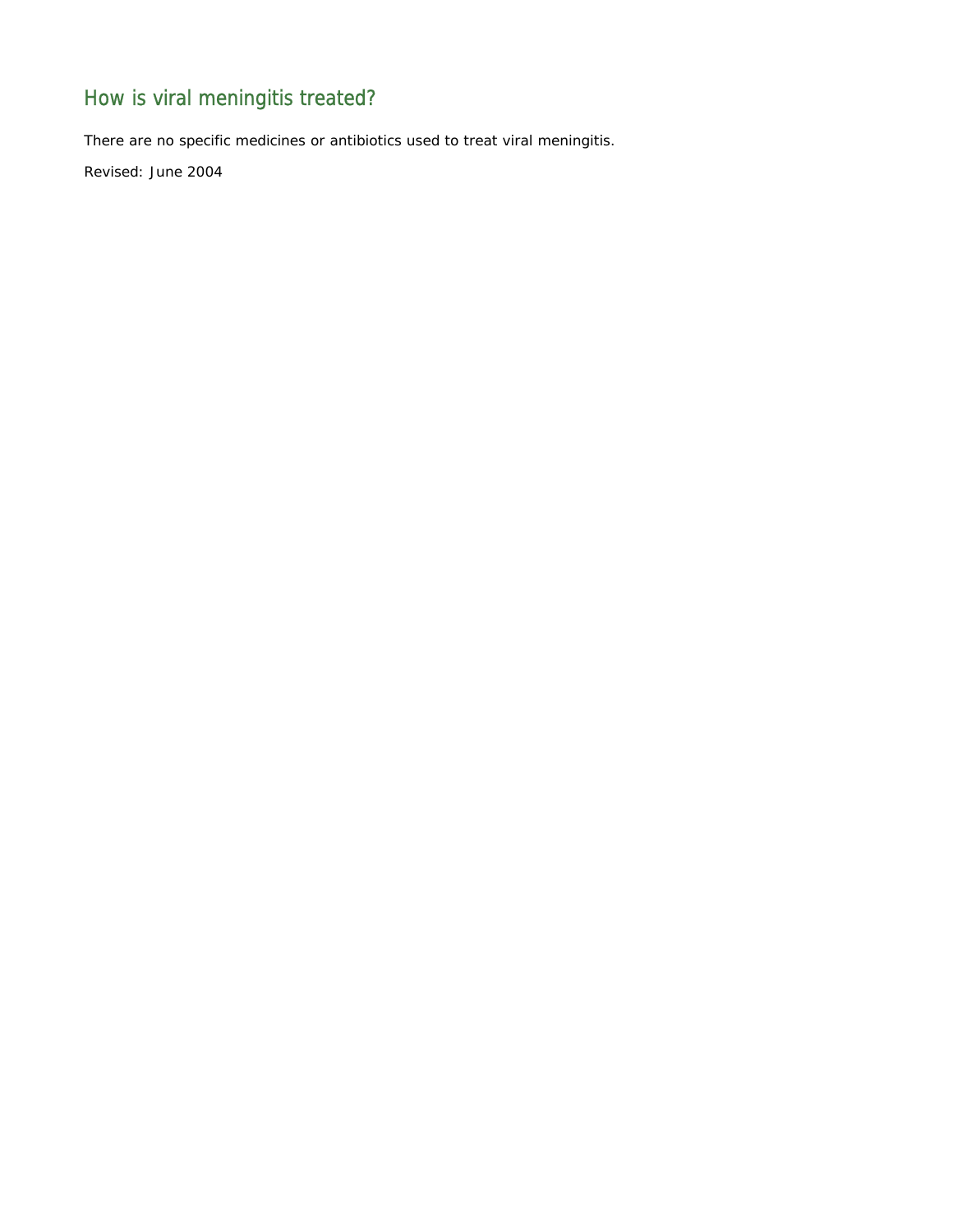## How is viral meningitis treated?

There are no specific medicines or antibiotics used to treat viral meningitis.

Revised: June 2004